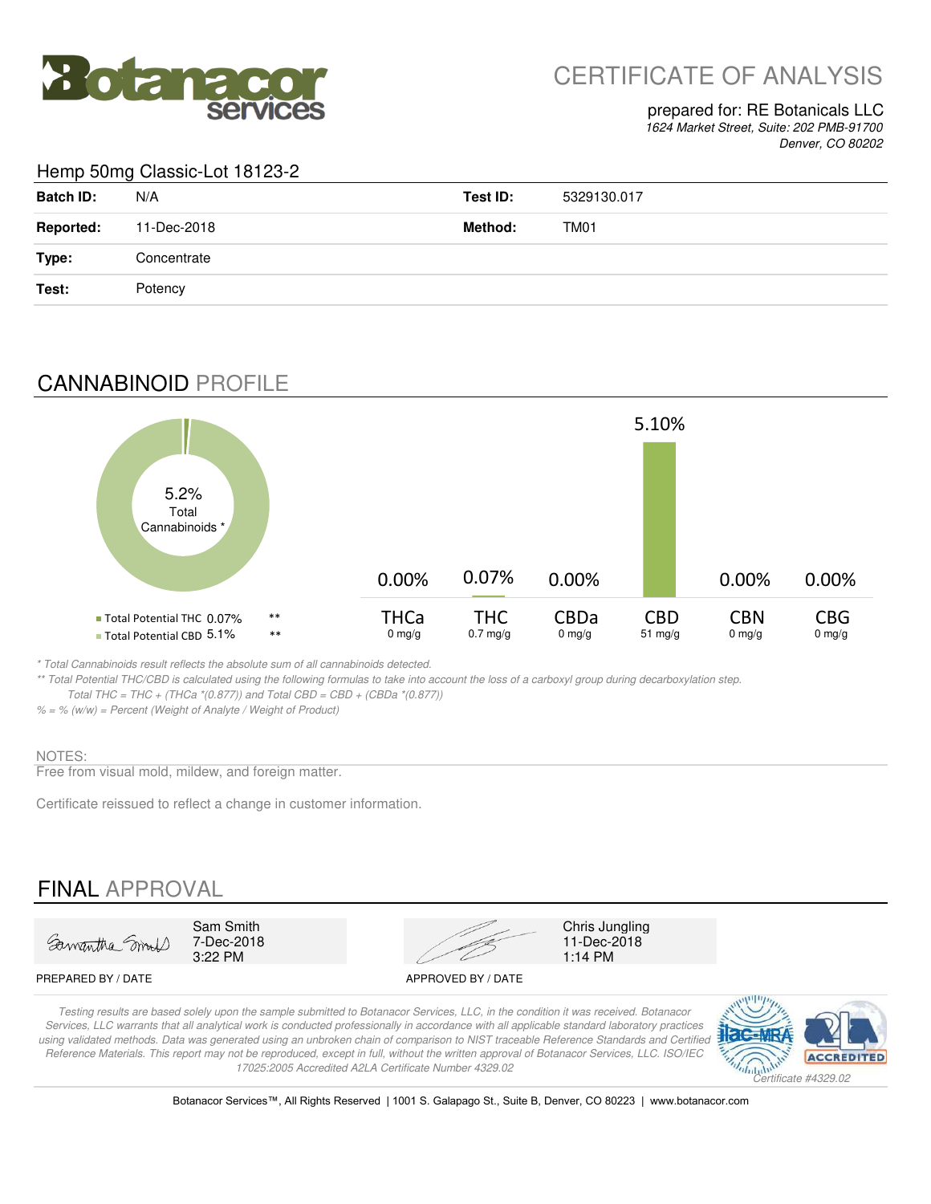Botanacor services

# CERTIFICATE OF ANALYSIS

prepared for: RE Botanicals LLC
*1624 Market Street, Suite: 202 PMB-91700*
*Denver, CO 80202*

## Hemp 50mg Classic-Lot 18123-2

| | | | |
|---|---|---|---|
| **Batch ID:** | N/A | **Test ID:** | 5329130.017 |
| **Reported:** | 11-Dec-2018 | **Method:** | TM01 |
| **Type:** | Concentrate | | |
| **Test:** | Potency | | |

## CANNABINOID PROFILE

5.2% Total Cannabinoids *

- Total Potential THC 0.07% **
- Total Potential CBD 5.1% **

| | THCa | THC | CBDa | CBD | CBN | CBG |
|---|---|---|---|---|---|---|
| % | 0.00% | 0.07% | 0.00% | 5.10% | 0.00% | 0.00% |
| mg/g | 0 mg/g | 0.7 mg/g | 0 mg/g | 51 mg/g | 0 mg/g | 0 mg/g |

*\* Total Cannabinoids result reflects the absolute sum of all cannabinoids detected.*
*\*\* Total Potential THC/CBD is calculated using the following formulas to take into account the loss of a carboxyl group during decarboxylation step.*
*Total THC = THC + (THCa \*(0.877)) and Total CBD = CBD + (CBDa \*(0.877))*
*% = % (w/w) = Percent (Weight of Analyte / Weight of Product)*

NOTES:
Free from visual mold, mildew, and foreign matter.

Certificate reissued to reflect a change in customer information.

## FINAL APPROVAL

| PREPARED BY / DATE | APPROVED BY / DATE |
|---|---|
| Sam Smith, 7-Dec-2018, 3:22 PM | Chris Jungling, 11-Dec-2018, 1:14 PM |

*Testing results are based solely upon the sample submitted to Botanacor Services, LLC, in the condition it was received. Botanacor Services, LLC warrants that all analytical work is conducted professionally in accordance with all applicable standard laboratory practices using validated methods. Data was generated using an unbroken chain of comparison to NIST traceable Reference Standards and Certified Reference Materials. This report may not be reproduced, except in full, without the written approval of Botanacor Services, LLC. ISO/IEC 17025:2005 Accredited A2LA Certificate Number 4329.02*

ilac-MRA | A2LA ACCREDITED | *Certificate #4329.02*

Botanacor Services™, All Rights Reserved | 1001 S. Galapago St., Suite B, Denver, CO 80223 | www.botanacor.com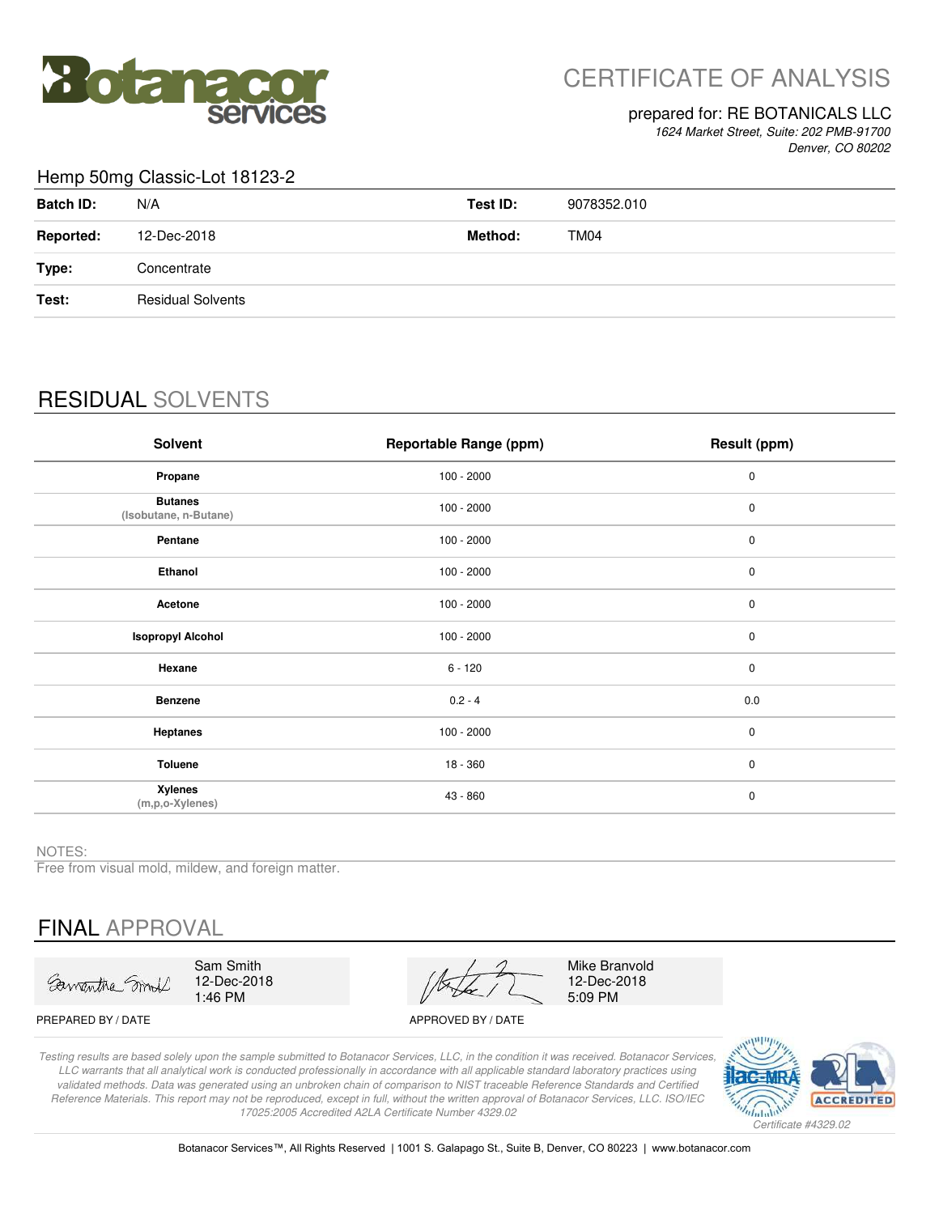Botanacor services

# CERTIFICATE OF ANALYSIS

prepared for: RE BOTANICALS LLC
*1624 Market Street, Suite: 202 PMB-91700*
*Denver, CO 80202*

## Hemp 50mg Classic-Lot 18123-2

| | | | |
|---|---|---|---|
| **Batch ID:** | N/A | **Test ID:** | 9078352.010 |
| **Reported:** | 12-Dec-2018 | **Method:** | TM04 |
| **Type:** | Concentrate | | |
| **Test:** | Residual Solvents | | |

## RESIDUAL SOLVENTS

| Solvent | Reportable Range (ppm) | Result (ppm) |
|---|---|---|
| **Propane** | 100 - 2000 | 0 |
| **Butanes** (Isobutane, n-Butane) | 100 - 2000 | 0 |
| **Pentane** | 100 - 2000 | 0 |
| **Ethanol** | 100 - 2000 | 0 |
| **Acetone** | 100 - 2000 | 0 |
| **Isopropyl Alcohol** | 100 - 2000 | 0 |
| **Hexane** | 6 - 120 | 0 |
| **Benzene** | 0.2 - 4 | 0.0 |
| **Heptanes** | 100 - 2000 | 0 |
| **Toluene** | 18 - 360 | 0 |
| **Xylenes** (m,p,o-Xylenes) | 43 - 860 | 0 |

NOTES:
Free from visual mold, mildew, and foreign matter.

## FINAL APPROVAL

| | |
|---|---|
| Sam Smith<br>12-Dec-2018<br>1:46 PM | Mike Branvold<br>12-Dec-2018<br>5:09 PM |
| PREPARED BY / DATE | APPROVED BY / DATE |

*Testing results are based solely upon the sample submitted to Botanacor Services, LLC, in the condition it was received. Botanacor Services, LLC warrants that all analytical work is conducted professionally in accordance with all applicable standard laboratory practices using validated methods. Data was generated using an unbroken chain of comparison to NIST traceable Reference Standards and Certified Reference Materials. This report may not be reproduced, except in full, without the written approval of Botanacor Services, LLC. ISO/IEC 17025:2005 Accredited A2LA Certificate Number 4329.02*

*Certificate #4329.02*

Botanacor Services™, All Rights Reserved | 1001 S. Galapago St., Suite B, Denver, CO 80223 | www.botanacor.com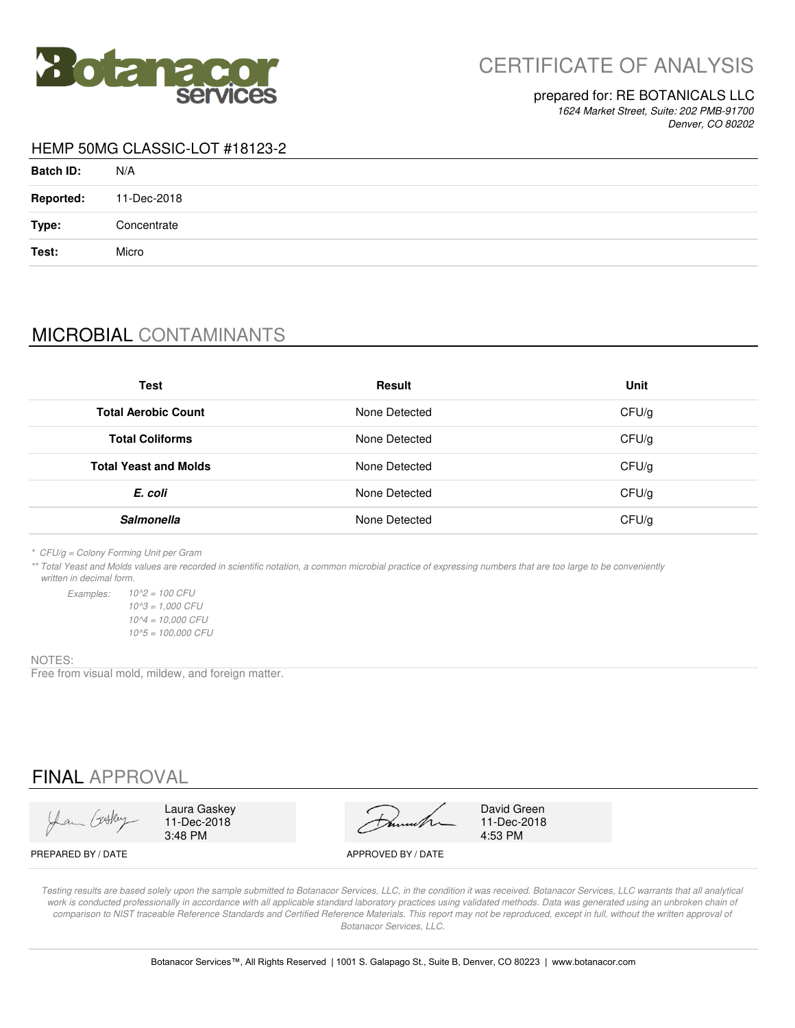# CERTIFICATE OF ANALYSIS

prepared for: RE BOTANICALS LLC
*1624 Market Street, Suite: 202 PMB-91700*
*Denver, CO 80202*

## HEMP 50MG CLASSIC-LOT #18123-2

| | |
|---|---|
| **Batch ID:** | N/A |
| **Reported:** | 11-Dec-2018 |
| **Type:** | Concentrate |
| **Test:** | Micro |

## MICROBIAL CONTAMINANTS

| Test | Result | Unit |
|---|---|---|
| **Total Aerobic Count** | None Detected | CFU/g |
| **Total Coliforms** | None Detected | CFU/g |
| **Total Yeast and Molds** | None Detected | CFU/g |
| ***E. coli*** | None Detected | CFU/g |
| ***Salmonella*** | None Detected | CFU/g |

*\* CFU/g = Colony Forming Unit per Gram*

*\*\* Total Yeast and Molds values are recorded in scientific notation, a common microbial practice of expressing numbers that are too large to be conveniently written in decimal form.*

*Examples:*
*10^2 = 100 CFU*
*10^3 = 1,000 CFU*
*10^4 = 10,000 CFU*
*10^5 = 100,000 CFU*

NOTES:
Free from visual mold, mildew, and foreign matter.

## FINAL APPROVAL

| PREPARED BY / DATE | APPROVED BY / DATE |
|---|---|
| Laura Gaskey 11-Dec-2018 3:48 PM | David Green 11-Dec-2018 4:53 PM |

*Testing results are based solely upon the sample submitted to Botanacor Services, LLC, in the condition it was received. Botanacor Services, LLC warrants that all analytical work is conducted professionally in accordance with all applicable standard laboratory practices using validated methods. Data was generated using an unbroken chain of comparison to NIST traceable Reference Standards and Certified Reference Materials. This report may not be reproduced, except in full, without the written approval of Botanacor Services, LLC.*

Botanacor Services™, All Rights Reserved | 1001 S. Galapago St., Suite B, Denver, CO 80223 | www.botanacor.com